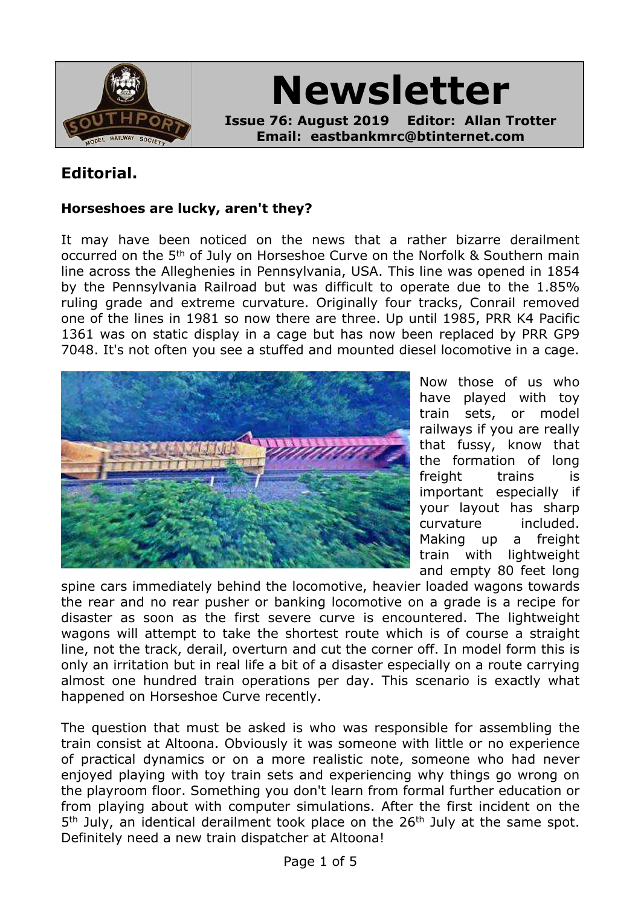# Newsletter

**Issue 76: August 2019 Editor: Allan Trotter**
**Email: eastbankmrc@btinternet.com**

## Editorial.

### Horseshoes are lucky, aren't they?

It may have been noticed on the news that a rather bizarre derailment occurred on the 5th of July on Horseshoe Curve on the Norfolk & Southern main line across the Alleghenies in Pennsylvania, USA. This line was opened in 1854 by the Pennsylvania Railroad but was difficult to operate due to the 1.85% ruling grade and extreme curvature. Originally four tracks, Conrail removed one of the lines in 1981 so now there are three. Up until 1985, PRR K4 Pacific 1361 was on static display in a cage but has now been replaced by PRR GP9 7048. It's not often you see a stuffed and mounted diesel locomotive in a cage.

Now those of us who have played with toy train sets, or model railways if you are really that fussy, know that the formation of long freight trains is important especially if your layout has sharp curvature included. Making up a freight train with lightweight and empty 80 feet long spine cars immediately behind the locomotive, heavier loaded wagons towards the rear and no rear pusher or banking locomotive on a grade is a recipe for disaster as soon as the first severe curve is encountered. The lightweight wagons will attempt to take the shortest route which is of course a straight line, not the track, derail, overturn and cut the corner off. In model form this is only an irritation but in real life a bit of a disaster especially on a route carrying almost one hundred train operations per day. This scenario is exactly what happened on Horseshoe Curve recently.

The question that must be asked is who was responsible for assembling the train consist at Altoona. Obviously it was someone with little or no experience of practical dynamics or on a more realistic note, someone who had never enjoyed playing with toy train sets and experiencing why things go wrong on the playroom floor. Something you don't learn from formal further education or from playing about with computer simulations. After the first incident on the 5th July, an identical derailment took place on the 26th July at the same spot. Definitely need a new train dispatcher at Altoona!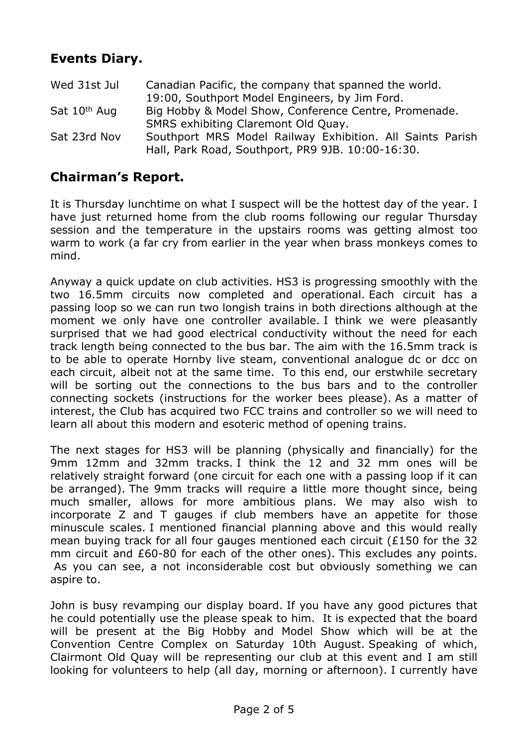## Events Diary.

| | |
|---|---|
| Wed 31st Jul | Canadian Pacific, the company that spanned the world. 19:00, Southport Model Engineers, by Jim Ford. |
| Sat 10th Aug | Big Hobby & Model Show, Conference Centre, Promenade. SMRS exhibiting Claremont Old Quay. |
| Sat 23rd Nov | Southport MRS Model Railway Exhibition. All Saints Parish Hall, Park Road, Southport, PR9 9JB. 10:00-16:30. |

## Chairman's Report.

It is Thursday lunchtime on what I suspect will be the hottest day of the year. I have just returned home from the club rooms following our regular Thursday session and the temperature in the upstairs rooms was getting almost too warm to work (a far cry from earlier in the year when brass monkeys comes to mind.

Anyway a quick update on club activities. HS3 is progressing smoothly with the two 16.5mm circuits now completed and operational. Each circuit has a passing loop so we can run two longish trains in both directions although at the moment we only have one controller available. I think we were pleasantly surprised that we had good electrical conductivity without the need for each track length being connected to the bus bar. The aim with the 16.5mm track is to be able to operate Hornby live steam, conventional analogue dc or dcc on each circuit, albeit not at the same time. To this end, our erstwhile secretary will be sorting out the connections to the bus bars and to the controller connecting sockets (instructions for the worker bees please). As a matter of interest, the Club has acquired two FCC trains and controller so we will need to learn all about this modern and esoteric method of opening trains.

The next stages for HS3 will be planning (physically and financially) for the 9mm 12mm and 32mm tracks. I think the 12 and 32 mm ones will be relatively straight forward (one circuit for each one with a passing loop if it can be arranged). The 9mm tracks will require a little more thought since, being much smaller, allows for more ambitious plans. We may also wish to incorporate Z and T gauges if club members have an appetite for those minuscule scales. I mentioned financial planning above and this would really mean buying track for all four gauges mentioned each circuit (£150 for the 32 mm circuit and £60-80 for each of the other ones). This excludes any points. As you can see, a not inconsiderable cost but obviously something we can aspire to.

John is busy revamping our display board. If you have any good pictures that he could potentially use the please speak to him. It is expected that the board will be present at the Big Hobby and Model Show which will be at the Convention Centre Complex on Saturday 10th August. Speaking of which, Clairmont Old Quay will be representing our club at this event and I am still looking for volunteers to help (all day, morning or afternoon). I currently have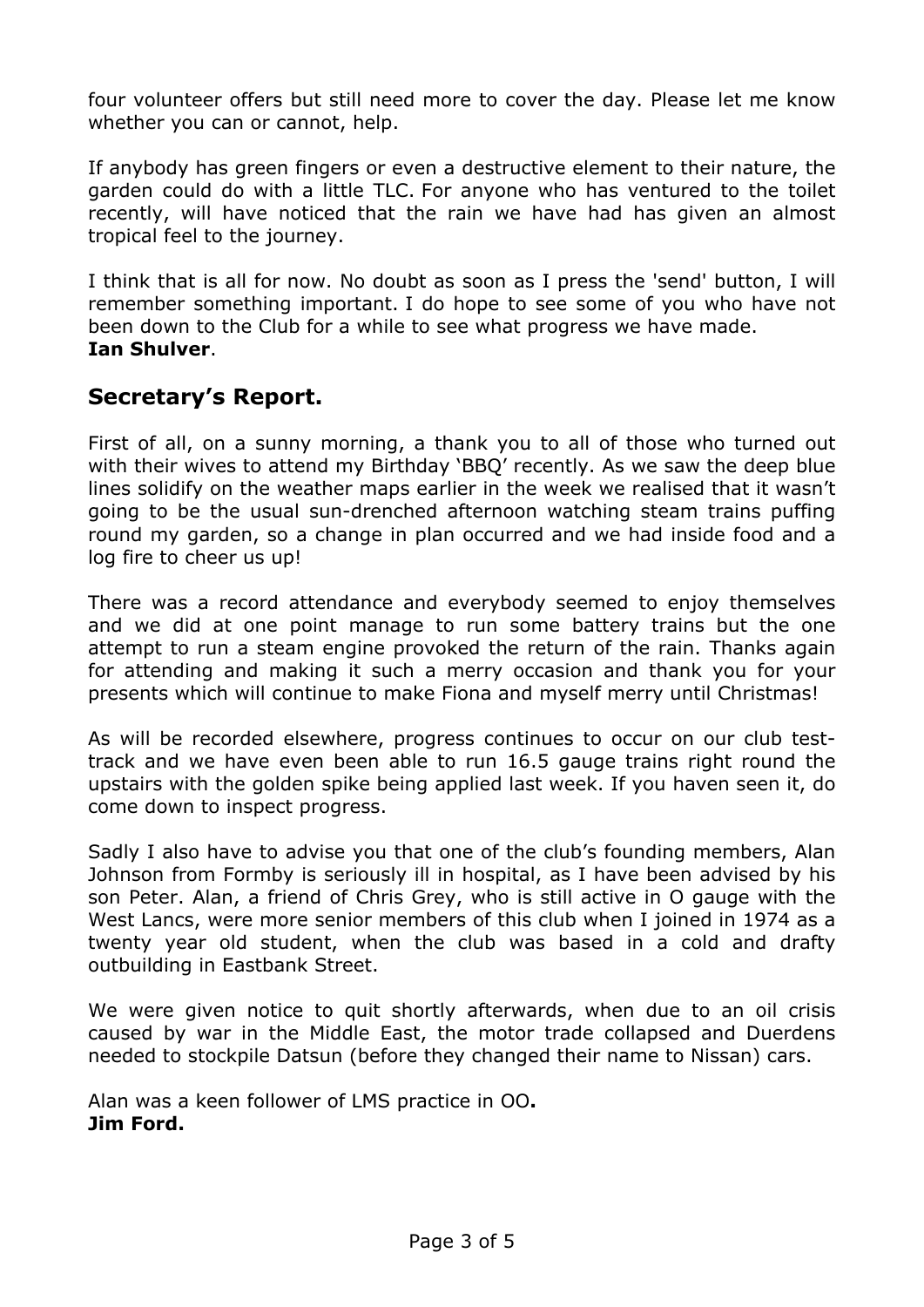four volunteer offers but still need more to cover the day. Please let me know whether you can or cannot, help.

If anybody has green fingers or even a destructive element to their nature, the garden could do with a little TLC. For anyone who has ventured to the toilet recently, will have noticed that the rain we have had has given an almost tropical feel to the journey.

I think that is all for now. No doubt as soon as I press the 'send' button, I will remember something important. I do hope to see some of you who have not been down to the Club for a while to see what progress we have made.
**Ian Shulver**.

## Secretary's Report.

First of all, on a sunny morning, a thank you to all of those who turned out with their wives to attend my Birthday 'BBQ' recently. As we saw the deep blue lines solidify on the weather maps earlier in the week we realised that it wasn't going to be the usual sun-drenched afternoon watching steam trains puffing round my garden, so a change in plan occurred and we had inside food and a log fire to cheer us up!

There was a record attendance and everybody seemed to enjoy themselves and we did at one point manage to run some battery trains but the one attempt to run a steam engine provoked the return of the rain. Thanks again for attending and making it such a merry occasion and thank you for your presents which will continue to make Fiona and myself merry until Christmas!

As will be recorded elsewhere, progress continues to occur on our club test-track and we have even been able to run 16.5 gauge trains right round the upstairs with the golden spike being applied last week. If you haven seen it, do come down to inspect progress.

Sadly I also have to advise you that one of the club's founding members, Alan Johnson from Formby is seriously ill in hospital, as I have been advised by his son Peter. Alan, a friend of Chris Grey, who is still active in O gauge with the West Lancs, were more senior members of this club when I joined in 1974 as a twenty year old student, when the club was based in a cold and drafty outbuilding in Eastbank Street.

We were given notice to quit shortly afterwards, when due to an oil crisis caused by war in the Middle East, the motor trade collapsed and Duerdens needed to stockpile Datsun (before they changed their name to Nissan) cars.

Alan was a keen follower of LMS practice in OO**.**
**Jim Ford.**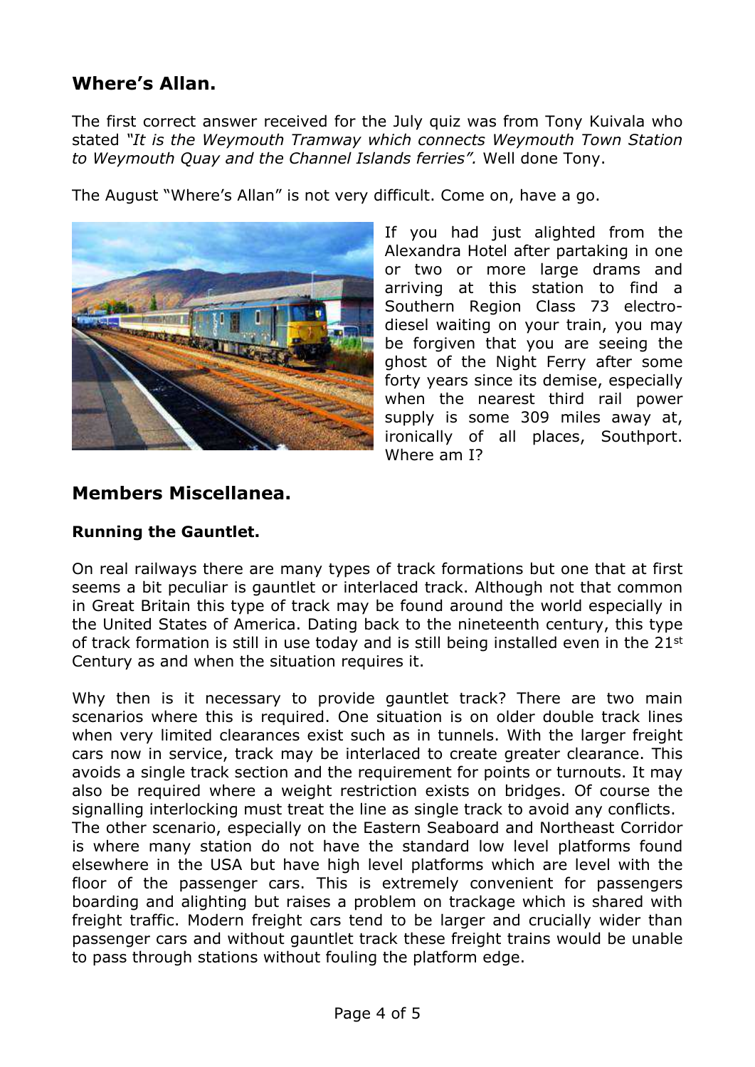## Where's Allan.

The first correct answer received for the July quiz was from Tony Kuivala who stated *"It is the Weymouth Tramway which connects Weymouth Town Station to Weymouth Quay and the Channel Islands ferries".* Well done Tony.

The August "Where's Allan" is not very difficult. Come on, have a go.

If you had just alighted from the Alexandra Hotel after partaking in one or two or more large drams and arriving at this station to find a Southern Region Class 73 electro-diesel waiting on your train, you may be forgiven that you are seeing the ghost of the Night Ferry after some forty years since its demise, especially when the nearest third rail power supply is some 309 miles away at, ironically of all places, Southport. Where am I?

## Members Miscellanea.

### Running the Gauntlet.

On real railways there are many types of track formations but one that at first seems a bit peculiar is gauntlet or interlaced track. Although not that common in Great Britain this type of track may be found around the world especially in the United States of America. Dating back to the nineteenth century, this type of track formation is still in use today and is still being installed even in the 21st Century as and when the situation requires it.

Why then is it necessary to provide gauntlet track? There are two main scenarios where this is required. One situation is on older double track lines when very limited clearances exist such as in tunnels. With the larger freight cars now in service, track may be interlaced to create greater clearance. This avoids a single track section and the requirement for points or turnouts. It may also be required where a weight restriction exists on bridges. Of course the signalling interlocking must treat the line as single track to avoid any conflicts.
The other scenario, especially on the Eastern Seaboard and Northeast Corridor is where many station do not have the standard low level platforms found elsewhere in the USA but have high level platforms which are level with the floor of the passenger cars. This is extremely convenient for passengers boarding and alighting but raises a problem on trackage which is shared with freight traffic. Modern freight cars tend to be larger and crucially wider than passenger cars and without gauntlet track these freight trains would be unable to pass through stations without fouling the platform edge.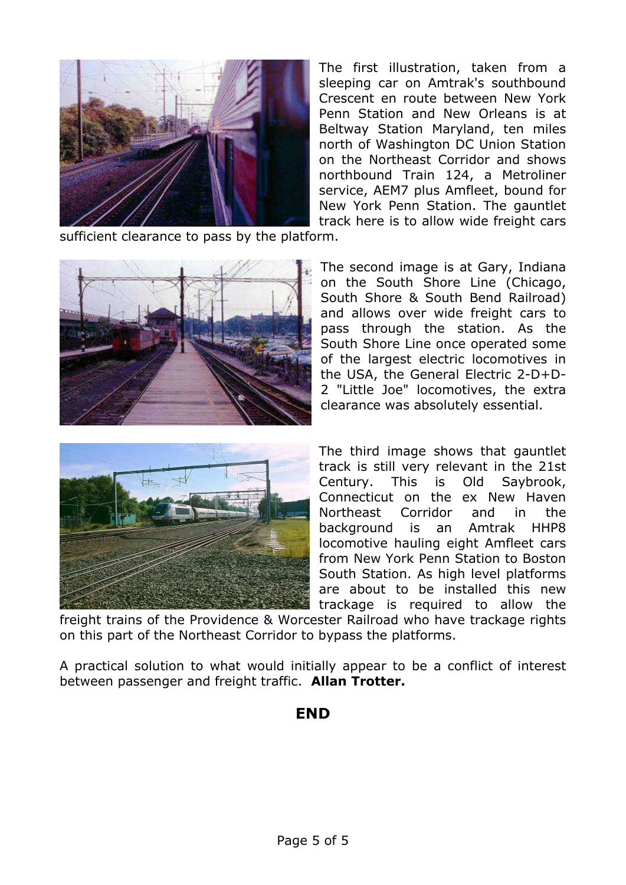The first illustration, taken from a sleeping car on Amtrak's southbound Crescent en route between New York Penn Station and New Orleans is at Beltway Station Maryland, ten miles north of Washington DC Union Station on the Northeast Corridor and shows northbound Train 124, a Metroliner service, AEM7 plus Amfleet, bound for New York Penn Station. The gauntlet track here is to allow wide freight cars sufficient clearance to pass by the platform.

The second image is at Gary, Indiana on the South Shore Line (Chicago, South Shore & South Bend Railroad) and allows over wide freight cars to pass through the station. As the South Shore Line once operated some of the largest electric locomotives in the USA, the General Electric 2-D+D-2 "Little Joe" locomotives, the extra clearance was absolutely essential.

The third image shows that gauntlet track is still very relevant in the 21st Century. This is Old Saybrook, Connecticut on the ex New Haven Northeast Corridor and in the background is an Amtrak HHP8 locomotive hauling eight Amfleet cars from New York Penn Station to Boston South Station. As high level platforms are about to be installed this new trackage is required to allow the freight trains of the Providence & Worcester Railroad who have trackage rights on this part of the Northeast Corridor to bypass the platforms.

A practical solution to what would initially appear to be a conflict of interest between passenger and freight traffic. **Allan Trotter.**

**END**